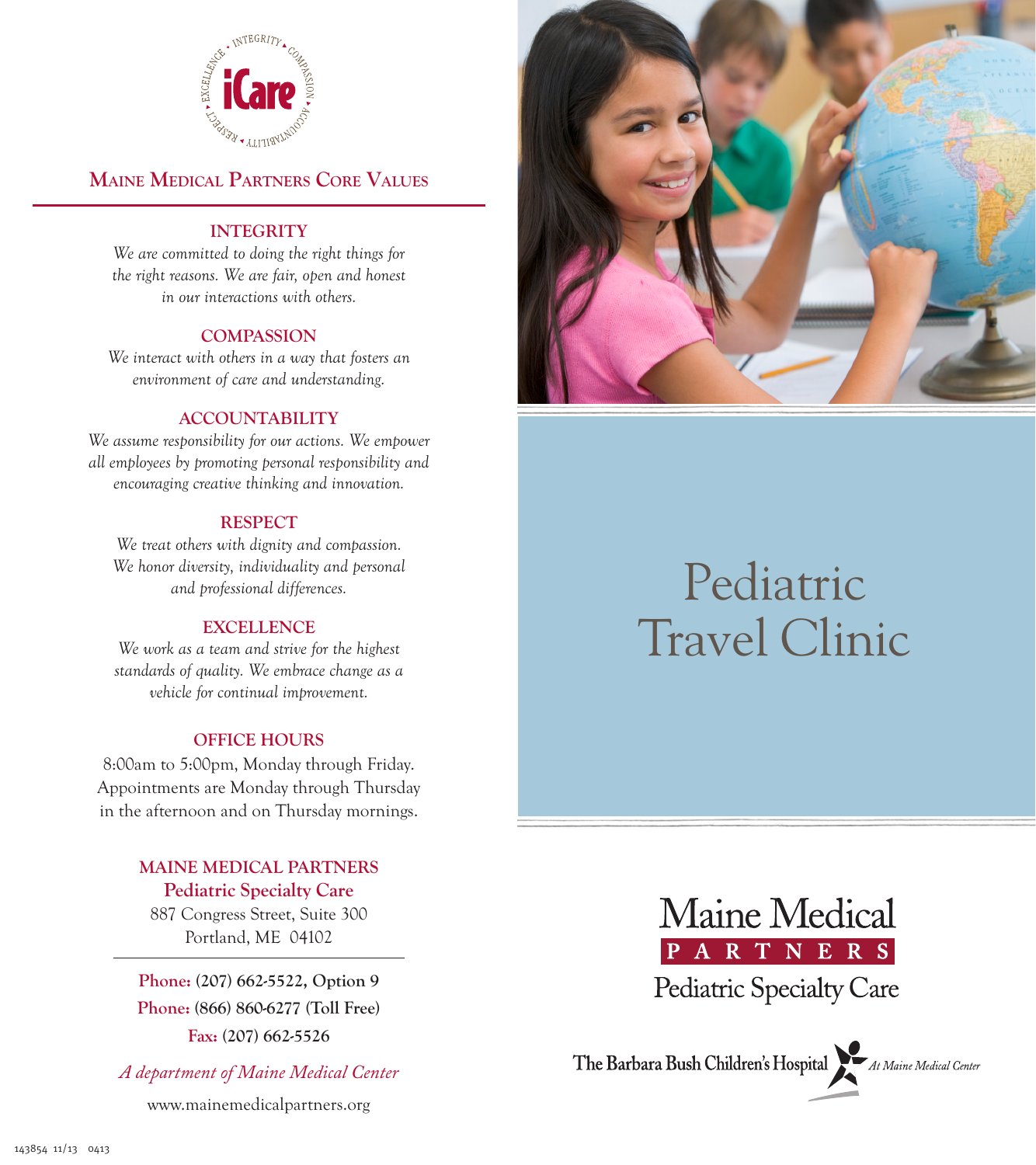iCare

EXCELLENCE • INTEGRITY • COMPASSION • ACCOUNTABILITY • RESPECT

## Maine Medical Partners Core Values

### INTEGRITY

*We are committed to doing the right things for the right reasons. We are fair, open and honest in our interactions with others.*

### COMPASSION

*We interact with others in a way that fosters an environment of care and understanding.*

### ACCOUNTABILITY

*We assume responsibility for our actions. We empower all employees by promoting personal responsibility and encouraging creative thinking and innovation.*

### RESPECT

*We treat others with dignity and compassion. We honor diversity, individuality and personal and professional differences.*

### EXCELLENCE

*We work as a team and strive for the highest standards of quality. We embrace change as a vehicle for continual improvement.*

### OFFICE HOURS

8:00am to 5:00pm, Monday through Friday. Appointments are Monday through Thursday in the afternoon and on Thursday mornings.

**MAINE MEDICAL PARTNERS**
**Pediatric Specialty Care**
887 Congress Street, Suite 300
Portland, ME 04102

**Phone:** (207) 662-5522, Option 9
**Phone:** (866) 860-6277 (Toll Free)
**Fax:** (207) 662-5526

*A department of Maine Medical Center*

www.mainemedicalpartners.org

143854 11/13 0413

# Pediatric Travel Clinic

Maine Medical PARTNERS
Pediatric Specialty Care

The Barbara Bush Children's Hospital *At Maine Medical Center*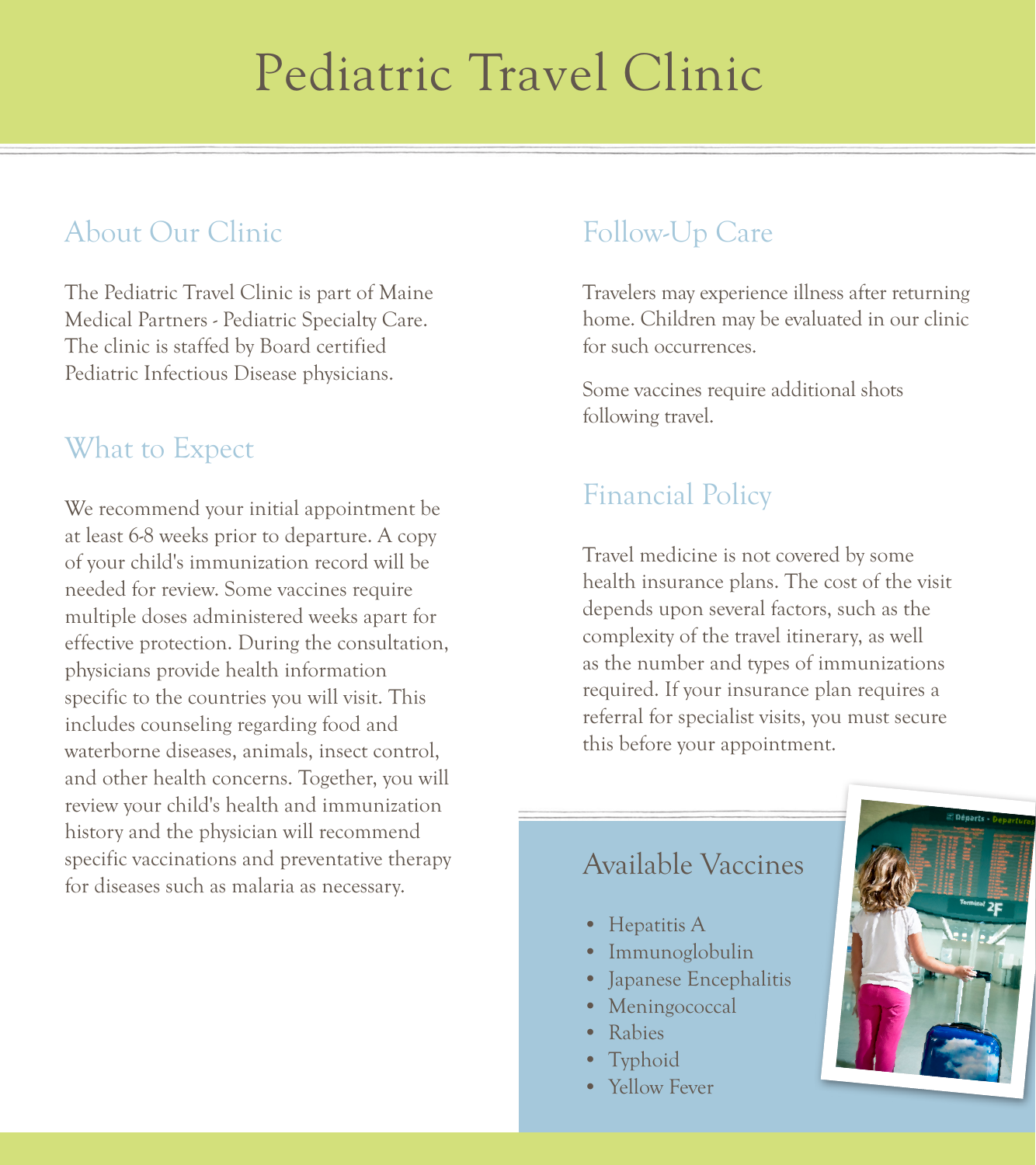# Pediatric Travel Clinic

## About Our Clinic

The Pediatric Travel Clinic is part of Maine Medical Partners - Pediatric Specialty Care. The clinic is staffed by Board certified Pediatric Infectious Disease physicians.

## What to Expect

We recommend your initial appointment be at least 6-8 weeks prior to departure. A copy of your child's immunization record will be needed for review. Some vaccines require multiple doses administered weeks apart for effective protection. During the consultation, physicians provide health information specific to the countries you will visit. This includes counseling regarding food and waterborne diseases, animals, insect control, and other health concerns. Together, you will review your child's health and immunization history and the physician will recommend specific vaccinations and preventative therapy for diseases such as malaria as necessary.

## Follow-Up Care

Travelers may experience illness after returning home. Children may be evaluated in our clinic for such occurrences.

Some vaccines require additional shots following travel.

## Financial Policy

Travel medicine is not covered by some health insurance plans. The cost of the visit depends upon several factors, such as the complexity of the travel itinerary, as well as the number and types of immunizations required. If your insurance plan requires a referral for specialist visits, you must secure this before your appointment.

## Available Vaccines

- Hepatitis A
- Immunoglobulin
- Japanese Encephalitis
- Meningococcal
- Rabies
- Typhoid
- Yellow Fever